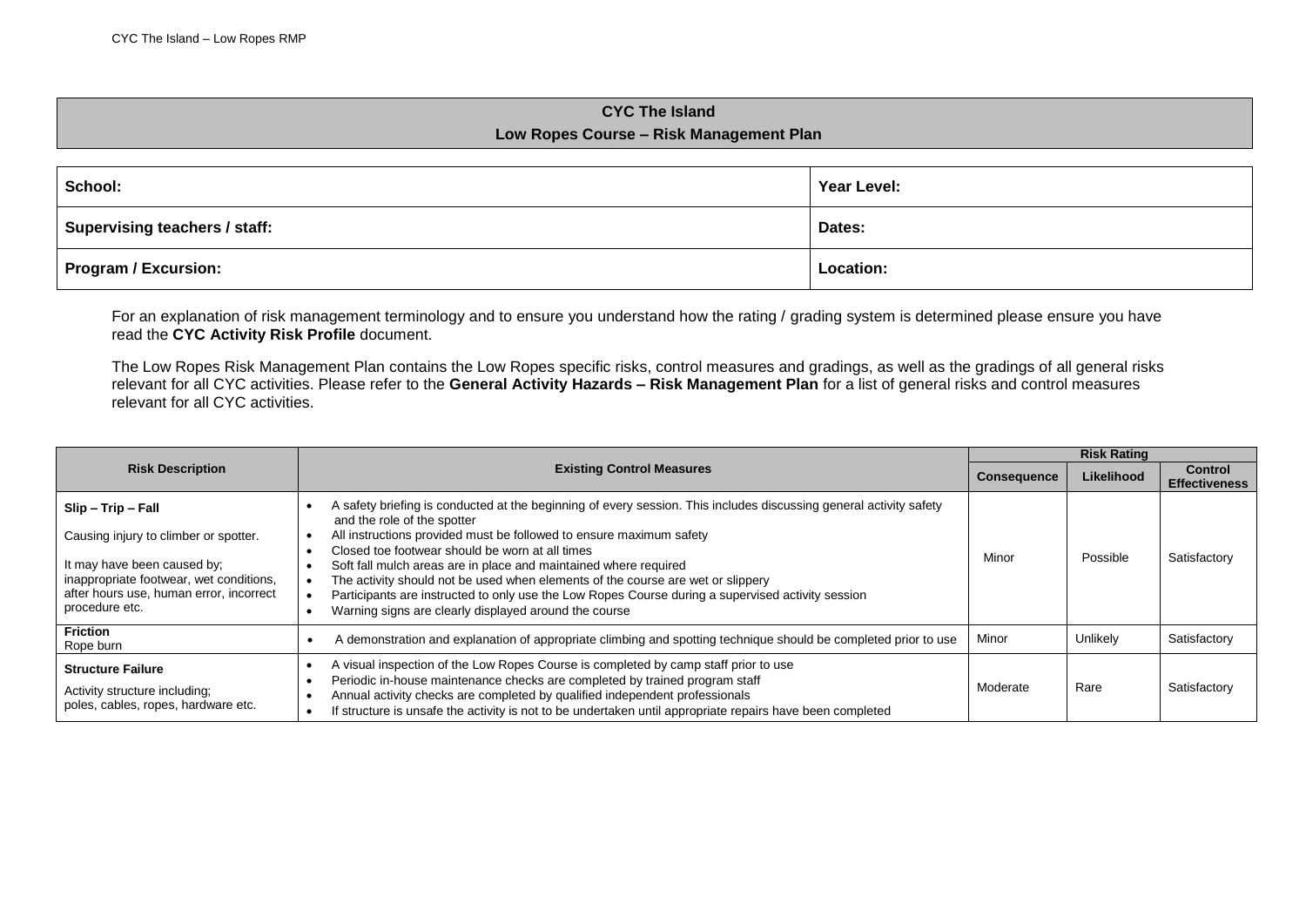# CYC The Island

## Low Ropes Course – Risk Management Plan

| **School:** | **Year Level:** |
|---|---|
| **Supervising teachers / staff:** | **Dates:** |
| **Program / Excursion:** | **Location:** |

For an explanation of risk management terminology and to ensure you understand how the rating / grading system is determined please ensure you have read the **CYC Activity Risk Profile** document.

The Low Ropes Risk Management Plan contains the Low Ropes specific risks, control measures and gradings, as well as the gradings of all general risks relevant for all CYC activities. Please refer to the **General Activity Hazards – Risk Management Plan** for a list of general risks and control measures relevant for all CYC activities.

| **Risk Description** | **Existing Control Measures** | **Risk Rating** | | |
|---|---|---|---|---|
| | | **Consequence** | **Likelihood** | **Control Effectiveness** |
| **Slip – Trip – Fall**<br><br>Causing injury to climber or spotter.<br><br>It may have been caused by; inappropriate footwear, wet conditions, after hours use, human error, incorrect procedure etc. | • A safety briefing is conducted at the beginning of every session. This includes discussing general activity safety and the role of the spotter<br>• All instructions provided must be followed to ensure maximum safety<br>• Closed toe footwear should be worn at all times<br>• Soft fall mulch areas are in place and maintained where required<br>• The activity should not be used when elements of the course are wet or slippery<br>• Participants are instructed to only use the Low Ropes Course during a supervised activity session<br>• Warning signs are clearly displayed around the course | Minor | Possible | Satisfactory |
| **Friction**<br>Rope burn | • A demonstration and explanation of appropriate climbing and spotting technique should be completed prior to use | Minor | Unlikely | Satisfactory |
| **Structure Failure**<br><br>Activity structure including; poles, cables, ropes, hardware etc. | • A visual inspection of the Low Ropes Course is completed by camp staff prior to use<br>• Periodic in-house maintenance checks are completed by trained program staff<br>• Annual activity checks are completed by qualified independent professionals<br>• If structure is unsafe the activity is not to be undertaken until appropriate repairs have been completed | Moderate | Rare | Satisfactory |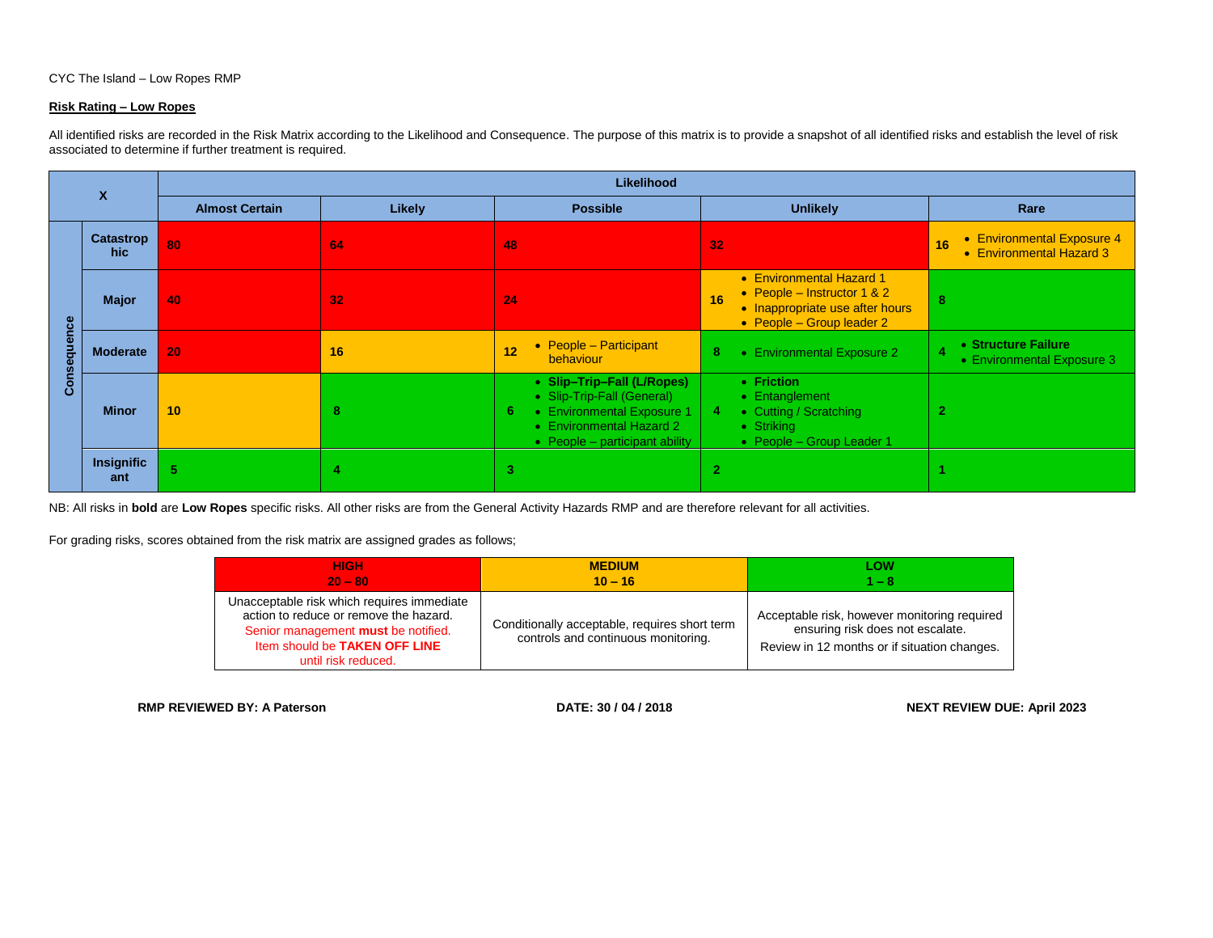CYC The Island – Low Ropes RMP

**Risk Rating – Low Ropes**

All identified risks are recorded in the Risk Matrix according to the Likelihood and Consequence. The purpose of this matrix is to provide a snapshot of all identified risks and establish the level of risk associated to determine if further treatment is required.

| X | | Likelihood | | | | |
|---|---|---|---|---|---|---|
| | | **Almost Certain** | **Likely** | **Possible** | **Unlikely** | **Rare** |
| Consequence | **Catastrophic** | 80 | 64 | 48 | 32 | 16 • Environmental Exposure 4 • Environmental Hazard 3 |
| | **Major** | 40 | 32 | 24 | 16 • Environmental Hazard 1 • People – Instructor 1 & 2 • Inappropriate use after hours • People – Group leader 2 | 8 |
| | **Moderate** | 20 | 16 | 12 • People – Participant behaviour | 8 • Environmental Exposure 2 | 4 • **Structure Failure** • Environmental Exposure 3 |
| | **Minor** | 10 | 8 | 6 • **Slip–Trip–Fall (L/Ropes)** • Slip-Trip-Fall (General) • Environmental Exposure 1 • Environmental Hazard 2 • People – participant ability | 4 • **Friction** • Entanglement • Cutting / Scratching • Striking • People – Group Leader 1 | 2 |
| | **Insignificant** | 5 | 4 | 3 | 2 | 1 |

NB: All risks in **bold** are **Low Ropes** specific risks. All other risks are from the General Activity Hazards RMP and are therefore relevant for all activities.

For grading risks, scores obtained from the risk matrix are assigned grades as follows;

| **HIGH** 20 – 80 | **MEDIUM** 10 – 16 | **LOW** 1 – 8 |
|---|---|---|
| Unacceptable risk which requires immediate action to reduce or remove the hazard. Senior management **must** be notified. Item should be **TAKEN OFF LINE** until risk reduced. | Conditionally acceptable, requires short term controls and continuous monitoring. | Acceptable risk, however monitoring required ensuring risk does not escalate. Review in 12 months or if situation changes. |

**RMP REVIEWED BY: A Paterson** **DATE: 30 / 04 / 2018** **NEXT REVIEW DUE: April 2023**